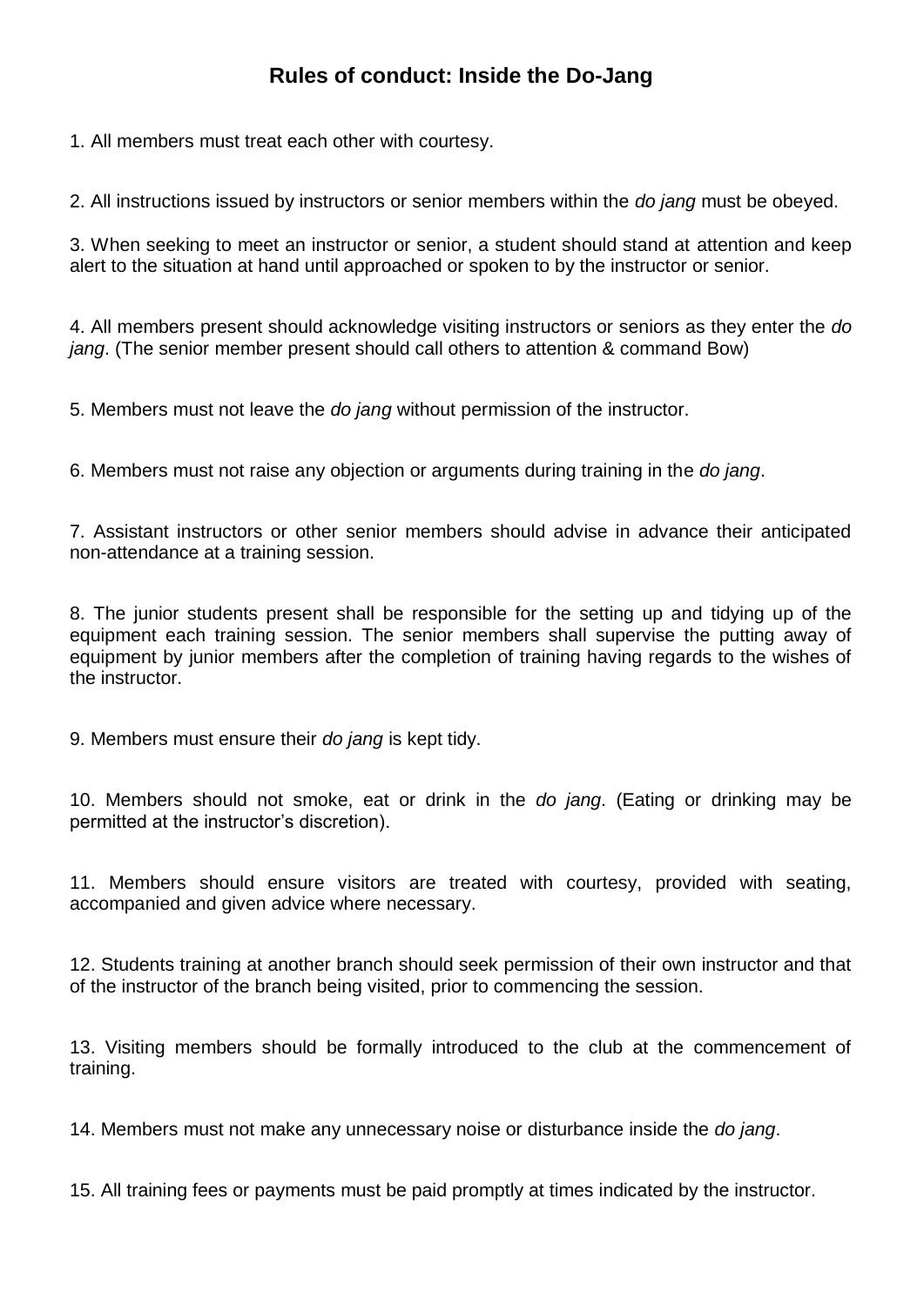# Rules of conduct: Inside the Do-Jang

1. All members must treat each other with courtesy.

2. All instructions issued by instructors or senior members within the *do jang* must be obeyed.

3. When seeking to meet an instructor or senior, a student should stand at attention and keep alert to the situation at hand until approached or spoken to by the instructor or senior.

4. All members present should acknowledge visiting instructors or seniors as they enter the *do jang*. (The senior member present should call others to attention & command Bow)

5. Members must not leave the *do jang* without permission of the instructor.

6. Members must not raise any objection or arguments during training in the *do jang*.

7. Assistant instructors or other senior members should advise in advance their anticipated non-attendance at a training session.

8. The junior students present shall be responsible for the setting up and tidying up of the equipment each training session. The senior members shall supervise the putting away of equipment by junior members after the completion of training having regards to the wishes of the instructor.

9. Members must ensure their *do jang* is kept tidy.

10. Members should not smoke, eat or drink in the *do jang*. (Eating or drinking may be permitted at the instructor's discretion).

11. Members should ensure visitors are treated with courtesy, provided with seating, accompanied and given advice where necessary.

12. Students training at another branch should seek permission of their own instructor and that of the instructor of the branch being visited, prior to commencing the session.

13. Visiting members should be formally introduced to the club at the commencement of training.

14. Members must not make any unnecessary noise or disturbance inside the *do jang*.

15. All training fees or payments must be paid promptly at times indicated by the instructor.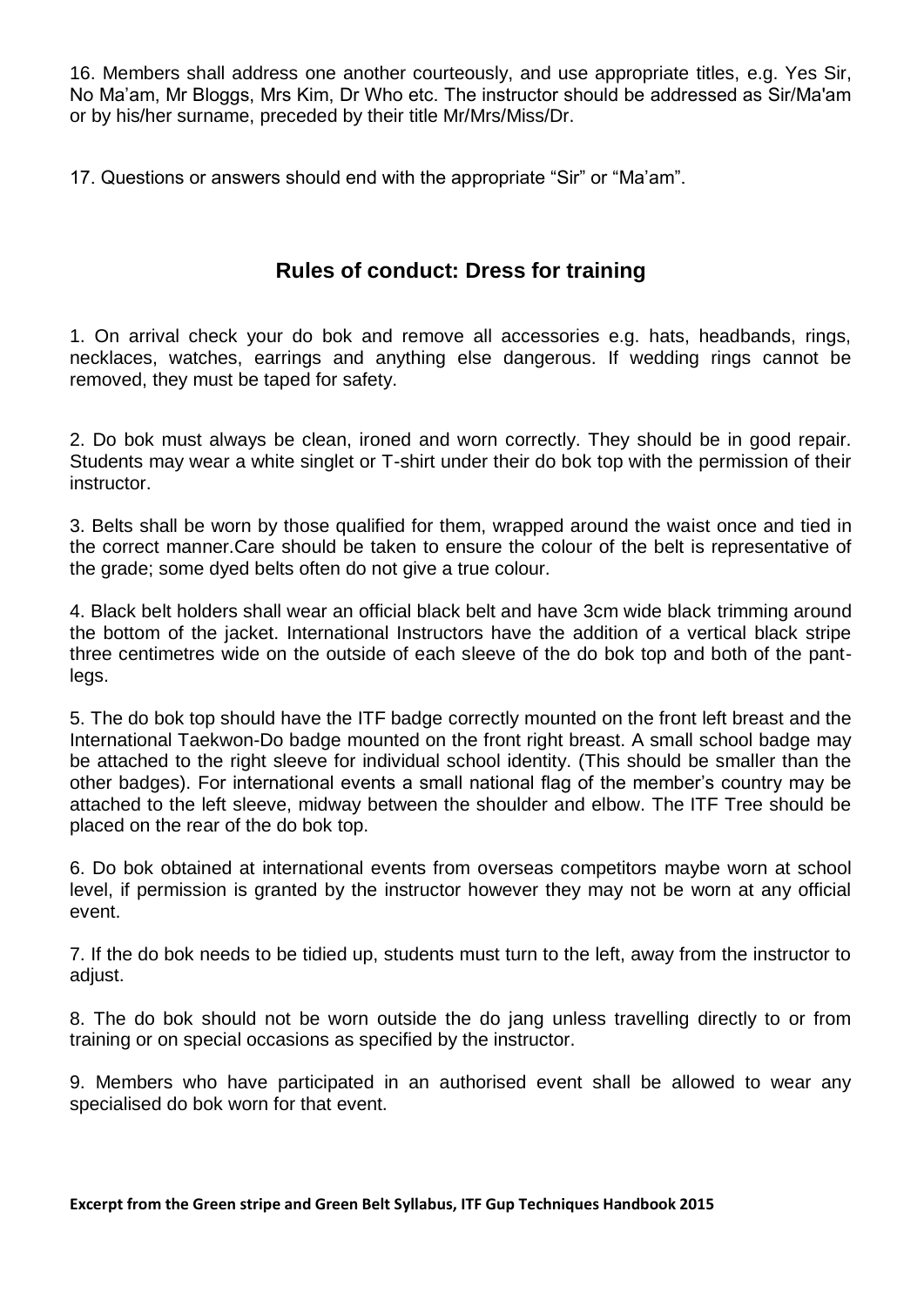16. Members shall address one another courteously, and use appropriate titles, e.g. Yes Sir, No Ma'am, Mr Bloggs, Mrs Kim, Dr Who etc. The instructor should be addressed as Sir/Ma'am or by his/her surname, preceded by their title Mr/Mrs/Miss/Dr.

17. Questions or answers should end with the appropriate "Sir" or "Ma'am".

## Rules of conduct: Dress for training

1. On arrival check your do bok and remove all accessories e.g. hats, headbands, rings, necklaces, watches, earrings and anything else dangerous. If wedding rings cannot be removed, they must be taped for safety.

2. Do bok must always be clean, ironed and worn correctly. They should be in good repair. Students may wear a white singlet or T-shirt under their do bok top with the permission of their instructor.

3. Belts shall be worn by those qualified for them, wrapped around the waist once and tied in the correct manner.Care should be taken to ensure the colour of the belt is representative of the grade; some dyed belts often do not give a true colour.

4. Black belt holders shall wear an official black belt and have 3cm wide black trimming around the bottom of the jacket. International Instructors have the addition of a vertical black stripe three centimetres wide on the outside of each sleeve of the do bok top and both of the pant-legs.

5. The do bok top should have the ITF badge correctly mounted on the front left breast and the International Taekwon-Do badge mounted on the front right breast. A small school badge may be attached to the right sleeve for individual school identity. (This should be smaller than the other badges). For international events a small national flag of the member's country may be attached to the left sleeve, midway between the shoulder and elbow. The ITF Tree should be placed on the rear of the do bok top.

6. Do bok obtained at international events from overseas competitors maybe worn at school level, if permission is granted by the instructor however they may not be worn at any official event.

7. If the do bok needs to be tidied up, students must turn to the left, away from the instructor to adjust.

8. The do bok should not be worn outside the do jang unless travelling directly to or from training or on special occasions as specified by the instructor.

9. Members who have participated in an authorised event shall be allowed to wear any specialised do bok worn for that event.

**Excerpt from the Green stripe and Green Belt Syllabus, ITF Gup Techniques Handbook 2015**